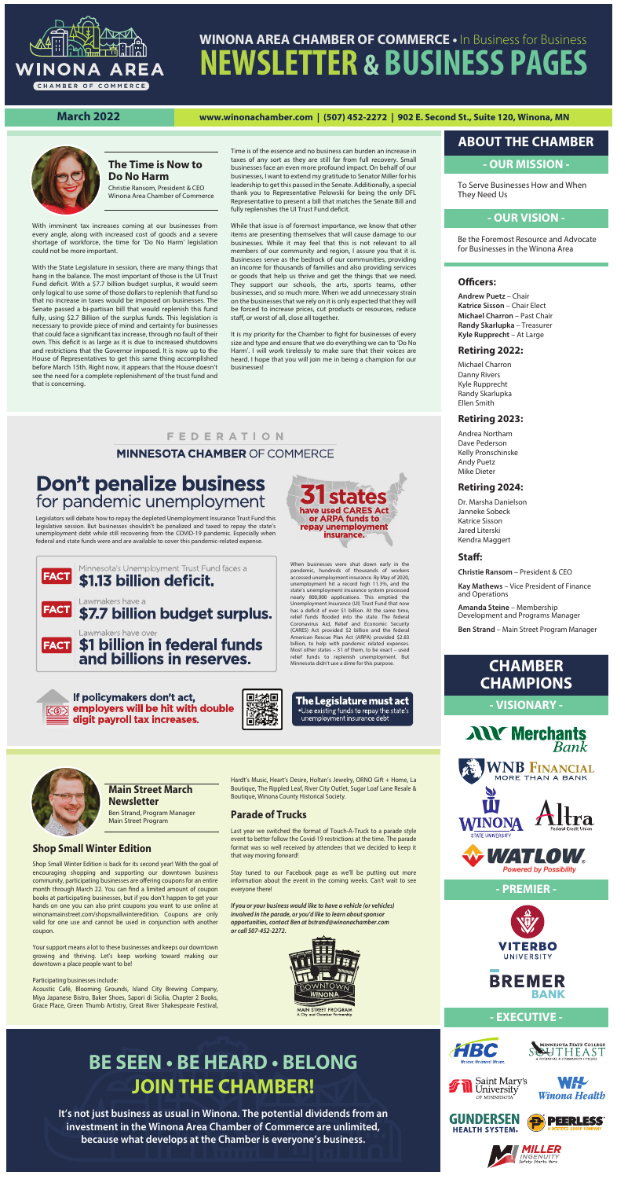# WINONA AREA CHAMBER OF COMMERCE • In Business for Business

# NEWSLETTER & BUSINESS PAGES

**March 2022** www.winonachamber.com | (507) 452-2272 | 902 E. Second St., Suite 120, Winona, MN

## The Time is Now to Do No Harm

Christie Ransom, President & CEO
Winona Area Chamber of Commerce

With imminent tax increases coming at our businesses from every angle, along with increased cost of goods and a severe shortage of workforce, the time for 'Do No Harm' legislation could not be more important.

With the State Legislature in session, there are many things that hang in the balance. The most important of those is the UI Trust Fund deficit. With a $7.7 billion budget surplus, it would seem only logical to use some of those dollars to replenish that fund so that no increase in taxes would be imposed on businesses. The Senate passed a bi-partisan bill that would replenish this fund fully, using $2.7 Billion of the surplus funds. This legislation is necessary to provide piece of mind and certainty for businesses that could face a significant tax increase, through no fault of their own. This deficit is as large as it is due to increased shutdowns and restrictions that the Governor imposed. It is now up to the House of Representatives to get this same thing accomplished before March 15th. Right now, it appears that the House doesn't see the need for a complete replenishment of the trust fund and that is concerning.

Time is of the essence and no business can burden an increase in taxes of any sort as they are still far from full recovery. Small businesses face an even more profound impact. On behalf of our businesses, I want to extend my gratitude to Senator Miller for his leadership to get this passed in the Senate. Additionally, a special thank you to Representative Pelowski for being the only DFL Representative to present a bill that matches the Senate Bill and fully replenishes the UI Trust Fund deficit.

While that issue is of foremost importance, we know that other items are presenting themselves that will cause damage to our businesses. While it may feel that this is not relevant to all members of our community and region, I assure you that it is. Businesses serve as the bedrock of our communities, providing an income for thousands of families and also providing services or goods that help us thrive and get the things that we need. They support our schools, the arts, sports teams, other businesses, and so much more. When we add unnecessary strain on the businesses that we rely on it is only expected that they will be forced to increase prices, cut products or resources, reduce staff, or worst of all, close all together.

It is my priority for the Chamber to fight for businesses of every size and type and ensure that we do everything we can to 'Do No Harm'. I will work tirelessly to make sure that their voices are heard. I hope that you will join me in being a champion for our businesses!

## ABOUT THE CHAMBER

### - OUR MISSION -

To Serve Businesses How and When They Need Us

### - OUR VISION -

Be the Foremost Resource and Advocate for Businesses in the Winona Area

### Officers:

**Andrew Puetz** – Chair
**Katrice Sisson** – Chair Elect
**Michael Charron** – Past Chair
**Randy Skarlupka** – Treasurer
**Kyle Rupprecht** – At Large

### Retiring 2022:

Michael Charron
Danny Rivers
Kyle Rupprecht
Randy Skarlupka
Ellen Smith

### Retiring 2023:

Andrea Northam
Dave Pederson
Kelly Pronschinske
Andy Puetz
Mike Dieter

### Retiring 2024:

Dr. Marsha Danielson
Janneke Sobeck
Katrice Sisson
Jared Literski
Kendra Maggert

### Staff:

**Christie Ransom** – President & CEO

**Kay Mathews** – Vice President of Finance and Operations

**Amanda Steine** – Membership Development and Programs Manager

**Ben Strand** – Main Street Program Manager

FEDERATION
MINNESOTA CHAMBER OF COMMERCE

## Don't penalize business for pandemic unemployment

Legislators will debate how to repay the depleted Unemployment Insurance Trust Fund this legislative session. But businesses shouldn't be penalized and taxed to repay the state's unemployment debt while still recovering from the COVID-19 pandemic. Especially when federal and state funds were and are available to cover this pandemic-related expense.

**31 states have used CARES Act or ARPA funds to repay unemployment insurance.**

**FACT** Minnesota's Unemployment Trust Fund faces a **$1.13 billion deficit.**

**FACT** Lawmakers have a **$7.7 billion budget surplus.**

**FACT** Lawmakers have over **$1 billion in federal funds and billions in reserves.**

When businesses were shut down early in the pandemic, hundreds of thousands of workers accessed unemployment insurance. By May of 2020, unemployment hit a record high 11.3%, and the state's unemployment insurance system processed nearly 800,000 applications. This emptied the Unemployment Insurance (UI) Trust Fund that now has a deficit of over $1 billion. At the same time, relief funds flooded into the state. The federal Coronavirus Aid, Relief and Economic Security (CARES) Act provided $2 billion and the federal American Rescue Plan Act (ARPA) provided $2.83 billion, to help with pandemic related expenses. Most other states – 31 of them, to be exact – used relief funds to replenish unemployment. But Minnesota didn't use a dime for this purpose.

**If policymakers don't act, employers will be hit with double digit payroll tax increases.**

**The Legislature must act**
•Use existing funds to repay the state's unemployment insurance debt

## Main Street March Newsletter

Ben Strand, Program Manager
Main Street Program

### Shop Small Winter Edition

Shop Small Winter Edition is back for its second year! With the goal of encouraging shopping and supporting our downtown business community, participating businesses are offering coupons for an entire month through March 22. You can find a limited amount of coupon books at participating businesses, but if you don't happen to get your hands on one you can also print coupons you want to use online at winonamainstreet.com/shopsmallwinteredition. Coupons are only valid for one use and cannot be used in conjunction with another coupon.

Your support means a lot to these businesses and keeps our downtown growing and thriving. Let's keep working toward making our downtown a place people want to be!

Participating businesses include:
Acoustic Café, Blooming Grounds, Island City Brewing Company, Miya Japanese Bistro, Baker Shoes, Sapori di Sicilia, Chapter 2 Books, Grace Place, Green Thumb Artistry, Great River Shakespeare Festival, Hardt's Music, Heart's Desire, Holtan's Jewelry, ORNO Gift + Home, La Boutique, The Rippled Leaf, River City Outlet, Sugar Loaf Lane Resale & Boutique, Winona County Historical Society.

### Parade of Trucks

Last year we switched the format of Touch-A-Truck to a parade style event to better follow the Covid-19 restrictions at the time. The parade format was so well received by attendees that we decided to keep it that way moving forward!

Stay tuned to our Facebook page as we'll be putting out more information about the event in the coming weeks. Can't wait to see everyone there!

***If you or your business would like to have a vehicle (or vehicles) involved in the parade, or you'd like to learn about sponsor opportunities, contact Ben at bstrand@winonachamber.com or call 507-452-2272.***

DOWNTOWN WINONA
MAIN STREET PROGRAM
A City and Chamber Partnership

## CHAMBER CHAMPIONS

### - VISIONARY -

Merchants Bank
WNB Financial – More Than a Bank
Winona State University
Altra Federal Credit Union
Watlow – Powered by Possibility

### - PREMIER -

Viterbo University
Bremer Bank

### - EXECUTIVE -

HBC
Minnesota State College Southeast
Saint Mary's University of Minnesota
Winona Health
Gundersen Health System
Peerless
Miller Ingenuity – Safety Starts Here

# BE SEEN • BE HEARD • BELONG
# JOIN THE CHAMBER!

**It's not just business as usual in Winona. The potential dividends from an investment in the Winona Area Chamber of Commerce are unlimited, because what develops at the Chamber is everyone's business.**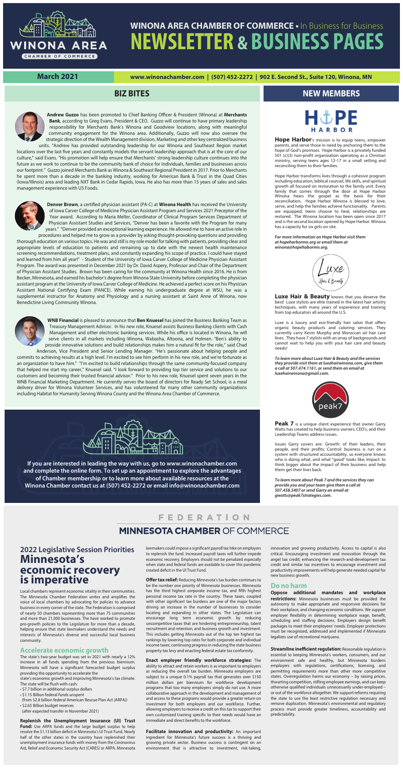# WINONA AREA CHAMBER OF COMMERCE • In Business for Business

# NEWSLETTER & BUSINESS PAGES

**March 2021** www.winonachamber.com | (507) 452-2272 | 902 E. Second St., Suite 120, Winona, MN

## BIZ BITES

**Andrew Guzzo** has been promoted to Chief Banking Officer & President (Winona) at **Merchants Bank**, according to Greg Evans, President & CEO. Guzzo will continue to have primary leadership responsibility for Merchants Bank's Winona and Goodview locations, along with meaningful community engagement for the Winona area. Additionally, Guzzo will now also oversee the strategic direction of the Wealth Management division, Marketing and other key centralized business units. "Andrew has provided outstanding leadership for our Winona and Southeast Region market locations over the last five years and constantly models the servant leadership approach that is at the core of our culture," said Evans. "His promotion will help ensure that Merchants' strong leadership culture continues into the future as we work to continue to be the community bank of choice for individuals, families and businesses across our footprint." Guzzo joined Merchants Bank as Winona & Southeast Regional President in 2017. Prior to Merchants he spent more than a decade in the banking industry, working for American Bank & Trust in the Quad Cities (Iowa/Illinois) area and leading NXT Bank in Cedar Rapids, Iowa. He also has more than 15 years of sales and sales management experience with US Foods.

**Denver Brown**, a certified physician assistant (PA-C) at **Winona Health** has received the University of Iowa Carver College of Medicine Physician Assistant Program and Services 2021 Preceptor of the Year award. According to Maria Meller, Coordinator of Clinical Program Services Department of Physician Assistant Studies and Services, "Denver has been a favorite with the Program for many years." "Denver provided an exceptional learning experience. He allowed me to have an active role in procedures and helped me to grow as a provider by asking thought-provoking questions and providing thorough education on various topics. He was and still is my role model for talking with patients, providing clear and appropriate levels of education to patients and remaining up to date with the newest health maintenance screening recommendations, treatment plans, and constantly expanding his scope of practice. I could have stayed and learned from him all year!" - Student of the University of Iowa Carver College of Medicine Physician Assistant Program. The award was presented in December 2021 by Dr. David Aspery, Professor and Chair of the Department of Physician Assistant Studies. Brown has been caring for the community at Winona Health since 2016. He is from Becker, Minnesota, and earned his bachelor's degree from Winona State University before completing the physician assistant program at the University of Iowa Carver College of Medicine. He achieved a perfect score on his Physician Assistant National Certifying Exam (PANCE). While earning his undergraduate degree at WSU, he was a supplemental instructor for Anatomy and Physiology and a nursing assistant at Saint Anne of Winona, now Benedictine Living Community Winona.

**WNB Financial** is pleased to announce that **Ben Knuesel** has joined the Business Banking Team as Treasury Management Advisor. In his new role, Knuesel assists Business Banking clients with Cash Management and other electronic banking services. While his office is located in Winona, he will serve clients in all markets including Winona, Wabasha, Altoona, and Holmen. "Ben's ability to provide innovative solutions and build relationships makes him a natural fit for the role," said Chad Anderson, Vice President and Senior Lending Manager. "He's passionate about helping people and commits to achieving results at a high level. I'm excited to see him perform in his new role, and we're fortunate as an organization to have him." "I'm excited to build relationships through the same community-focused company that helped me start my career," Knuesel said. "I look forward to providing top tier service and solutions to our customers and becoming their trusted financial advisor." Prior to his new role, Knuesel spent seven years in the WNB Financial Marketing Department. He currently serves the board of directors for Ready Set School, is a meal delivery driver for Winona Volunteer Services, and has volunteered for many other community organizations including Habitat for Humanity Serving Winona County and the Winona Area Chamber of Commerce.

**If you are interested in leading the way with us, go to www.winonachamber.com and complete the online form. To set up an appointment to explore the advantages of Chamber membership or to learn more about available resources at the Winona Chamber contact us at (507) 452-2272 or email info@winonachamber.com**

## NEW MEMBERS

**Hope Harbor**'s mission is to equip teens, empower parents, and serve those in need by anchoring them to the hope of God's promises. Hope Harbor is a privately funded 501 (c)(3) non-profit organization operating as a Christian ministry, serving teens ages 12-17 in a small setting and reconciling them to their families.

Hope Harbor transforms lives through a cohesive program including education, biblical counsel, life skills, and spiritual growth all focused on restoration to the family unit. Every family that comes through the door at Hope Harbor Winona hears the gospel as the basis for their reconciliation. Hope Harbor Winona is blessed to love, serve, and help the families achieve functionality. Parents are equipped, teens choose to heal, relationships are restored. The Winona location has been open since 2017 and is the second location opened by Hope Harbor. Winona has a capacity for six girls on site.

***For more information on Hope Harbor visit them at hopeharbormn.org or email them at winona@hopeharbormn.org.***

**Luxe Hair & Beauty** knows that you deserve the best! Luxe stylists are elite trained in the latest hair artistry techniques, with many years of experience and training from top educators all around the U.S.

Luxe is a luxury and eco-friendly hair salon that offers organic beauty products and coloring services. They currently carry Kevin Murphy and Moroccan oil hair care lines. They have 7 stylists with an array of backgrounds and cannot wait to help you with your hair care and beauty needs!

***To learn more about Luxe Hair & Beauty and the services they provide visit them at luxehairwinona.com, give them a call at 507.474.1161, or send them an email at luxehairwinona@gmail.com.***

**Peak 7** is a unique client experience that owner Garry Watts has created to help business owners, CEO's, and their Leadership Teams address issues.

Issues Garry covers are- Growth: of their leaders, their people, and their profits; Control: business is run on a system with structured accountability, so everyone knows who is doing what, and what "good" looks like; Impact: to think bigger about the impact of their business and help them get their lives back.

***To learn more about Peak 7 and the services they can provide you and your team give them a call at 507.458.5407 or send Garry an email at gwatts@peak7strategies.com.***

FEDERATION
MINNESOTA CHAMBER OF COMMERCE

## 2022 Legislative Session Priorities
# Minnesota's economic recovery is imperative

Local chambers represent economic vitality in their communities. The Minnesota Chamber Federation unites and amplifies the voice of local chambers by advocating for policies to advance business in every corner of the state. The Federation is comprised of nearly 50 chambers representing more than 75 communities and more than 21,000 businesses. The have worked to promote pro-growth policies to the Legislature for more than a decade, helping ensure that state lawmakers understand the needs and interests of Minnesota's diverse and successful local business community.

### Accelerate economic growth

The state's two-year budget was set in 2021 with nearly a 12% increase in all funds spending from the previous biennium. Minnesota will have a significant forecasted budget surplus providing the opportunity to accelerate the state's economic growth and improving Minnesota's tax climate. The state will be flush with cash:

- $7.7 billion in additional surplus dollars
- $1.15 Billion federal funds unspent (from $2.8 billion federal American Rescue Plan Act (ARPA))
- $2.65 Billion budget reserves (after expected transfer in November 2021)

**Replenish the Unemployment Insurance (UI) Trust Fund:** Use ARPA funds and the large budget surplus to help resolve the $1.13 billion deficit in Minnesota's UI Trust Fund. Nearly half of the other states in the country have replenished their unemployment insurance funds with money from the Coronavirus Aid, Relief and Economic Security Act (CARES) or ARPA. Minnesota lawmakers could impose a significant payroll tax hike on employers to replenish the fund. Increased payroll taxes will further impede economic recovery. Employers should not be penalized especially when state and federal funds are available to cover this pandemic created deficit in the UI Trust Fund.

**Offer tax relief:** Reducing Minnesota's tax burden continues to be the number one priority of Minnesota businesses. Minnesota has the third highest corporate income tax, and fifth highest personal income tax rate in the country. These taxes, coupled with other significant tax burdens are one of the major factors driving an increase in the number of businesses to consider locating and expanding in other states. The Legislature can encourage long term economic growth by reducing uncompetitive taxes that are hindering entrepreneurship, talent recruitment and retention, and business growth and investment. This includes getting Minnesota out of the top ten highest tax rankings by lowering top rates for both corporate and individual income taxes; continuing progress in reducing the state business property tax levy and enacting federal estate tax conformity.

**Enact employer friendly workforce strategies:** The ability to attract and retain workers is as important to employers as reducing the overall tax burden. Minnesota employers are subject to a unique 0.1% payroll tax that generates over $150 million dollars per biennium for workforce development programs that too many employers simply do not use. A more collaborative approach in the development and management of and access to these programs would provide a greater return on investment for both employers and our workforce. Further, allowing employers to receive a credit on this tax to support their own customized training specific to their needs would have an immediate and direct benefits to the workforce.

**Facilitate innovation and productivity:** An important ingredient for Minnesota's future success is a thriving and growing private sector. Business success is contingent on an environment that is attractive to investment, risk-taking, innovation and growing productivity. Access to capital is also critical. Encouraging investment and innovation through the angel tax credit; enhancing the research-and-development tax credit and similar tax incentives to encourage investment and productivity improvements will help generate needed capital for new business growth.

### Do no harm

**Oppose additional mandates and workplace restrictions:** Minnesota businesses must be provided the autonomy to make appropriate and responsive decisions for their workplace, and changing economic conditions. We support employer flexibility in determining workplace wage, benefit, scheduling and staffing decisions. Employers design benefit packages to meet their employees' needs. Employer protections must be recognized, addressed and implemented if Minnesota legalizes use of recreational marijuana.

**Streamline inefficient regulation:** Reasonable regulation is essential to keeping Minnesota's workers, consumers, and our environment safe and healthy, but Minnesota burdens employers with regulations, certifications, licensing, and permitting requirements more than other more competitive states. Overregulation harms our economy – by raising prices, thwarting competition, stifling employee earnings, and can keep otherwise qualified individuals unnecessarily under-employed – or out of the workforce altogether. We support reforms requiring the state to use the least restrictive regulation necessary and remove duplication. Minnesota's environmental and regulatory process must provide greater timeliness, accountability and predictability.